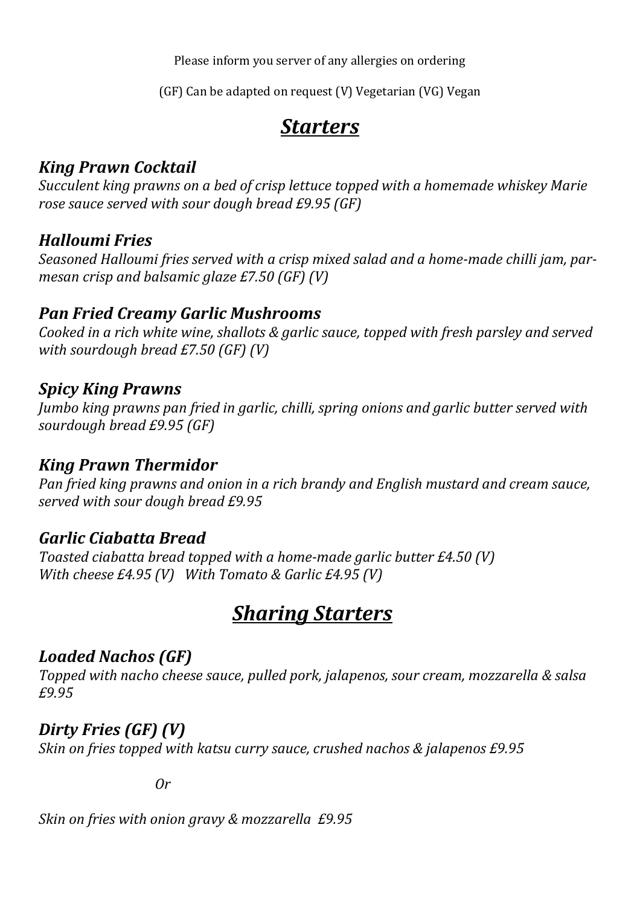Please inform you server of any allergies on ordering

(GF) Can be adapted on request (V) Vegetarian (VG) Vegan

# ***Starters***

### *King Prawn Cocktail*

*Succulent king prawns on a bed of crisp lettuce topped with a homemade whiskey Marie rose sauce served with sour dough bread £9.95 (GF)*

### *Halloumi Fries*

*Seasoned Halloumi fries served with a crisp mixed salad and a home-made chilli jam, parmesan crisp and balsamic glaze £7.50 (GF) (V)*

### *Pan Fried Creamy Garlic Mushrooms*

*Cooked in a rich white wine, shallots & garlic sauce, topped with fresh parsley and served with sourdough bread £7.50 (GF) (V)*

### *Spicy King Prawns*

*Jumbo king prawns pan fried in garlic, chilli, spring onions and garlic butter served with sourdough bread £9.95 (GF)*

### *King Prawn Thermidor*

*Pan fried king prawns and onion in a rich brandy and English mustard and cream sauce, served with sour dough bread £9.95*

### *Garlic Ciabatta Bread*

*Toasted ciabatta bread topped with a home-made garlic butter £4.50 (V)*
*With cheese £4.95 (V) With Tomato & Garlic £4.95 (V)*

# ***Sharing Starters***

### *Loaded Nachos (GF)*

*Topped with nacho cheese sauce, pulled pork, jalapenos, sour cream, mozzarella & salsa £9.95*

### *Dirty Fries (GF) (V)*

*Skin on fries topped with katsu curry sauce, crushed nachos & jalapenos £9.95*

*Or*

*Skin on fries with onion gravy & mozzarella £9.95*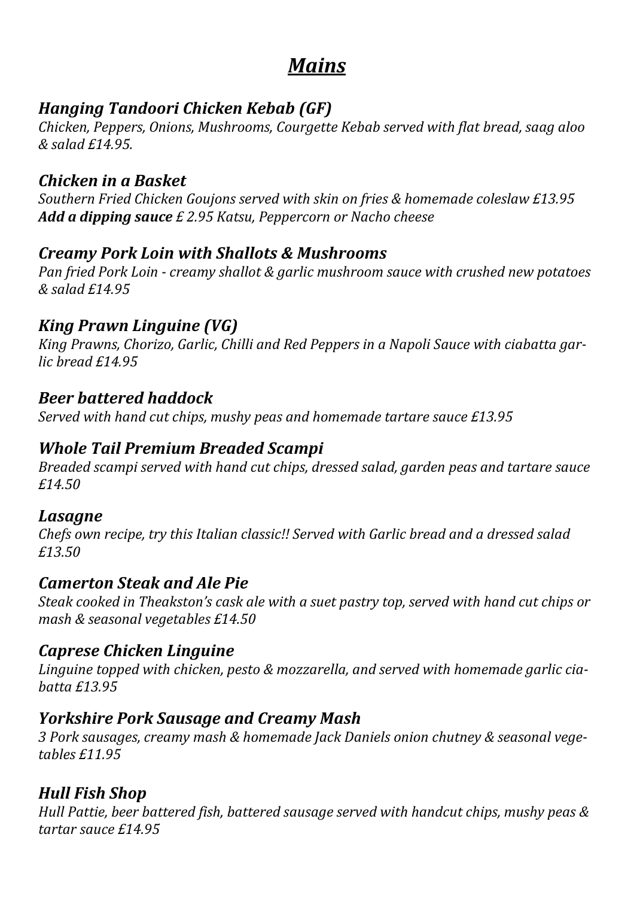# ***Mains***

### ***Hanging Tandoori Chicken Kebab (GF)***

*Chicken, Peppers, Onions, Mushrooms, Courgette Kebab served with flat bread, saag aloo & salad £14.95.*

### ***Chicken in a Basket***

*Southern Fried Chicken Goujons served with skin on fries & homemade coleslaw £13.95*
***Add a dipping sauce*** *£ 2.95 Katsu, Peppercorn or Nacho cheese*

### ***Creamy Pork Loin with Shallots & Mushrooms***

*Pan fried Pork Loin - creamy shallot & garlic mushroom sauce with crushed new potatoes & salad £14.95*

### ***King Prawn Linguine (VG)***

*King Prawns, Chorizo, Garlic, Chilli and Red Peppers in a Napoli Sauce with ciabatta garlic bread £14.95*

### ***Beer battered haddock***

*Served with hand cut chips, mushy peas and homemade tartare sauce £13.95*

### ***Whole Tail Premium Breaded Scampi***

*Breaded scampi served with hand cut chips, dressed salad, garden peas and tartare sauce £14.50*

### ***Lasagne***

*Chefs own recipe, try this Italian classic!! Served with Garlic bread and a dressed salad £13.50*

### ***Camerton Steak and Ale Pie***

*Steak cooked in Theakston's cask ale with a suet pastry top, served with hand cut chips or mash & seasonal vegetables £14.50*

### ***Caprese Chicken Linguine***

*Linguine topped with chicken, pesto & mozzarella, and served with homemade garlic ciabatta £13.95*

### ***Yorkshire Pork Sausage and Creamy Mash***

*3 Pork sausages, creamy mash & homemade Jack Daniels onion chutney & seasonal vegetables £11.95*

### ***Hull Fish Shop***

*Hull Pattie, beer battered fish, battered sausage served with handcut chips, mushy peas & tartar sauce £14.95*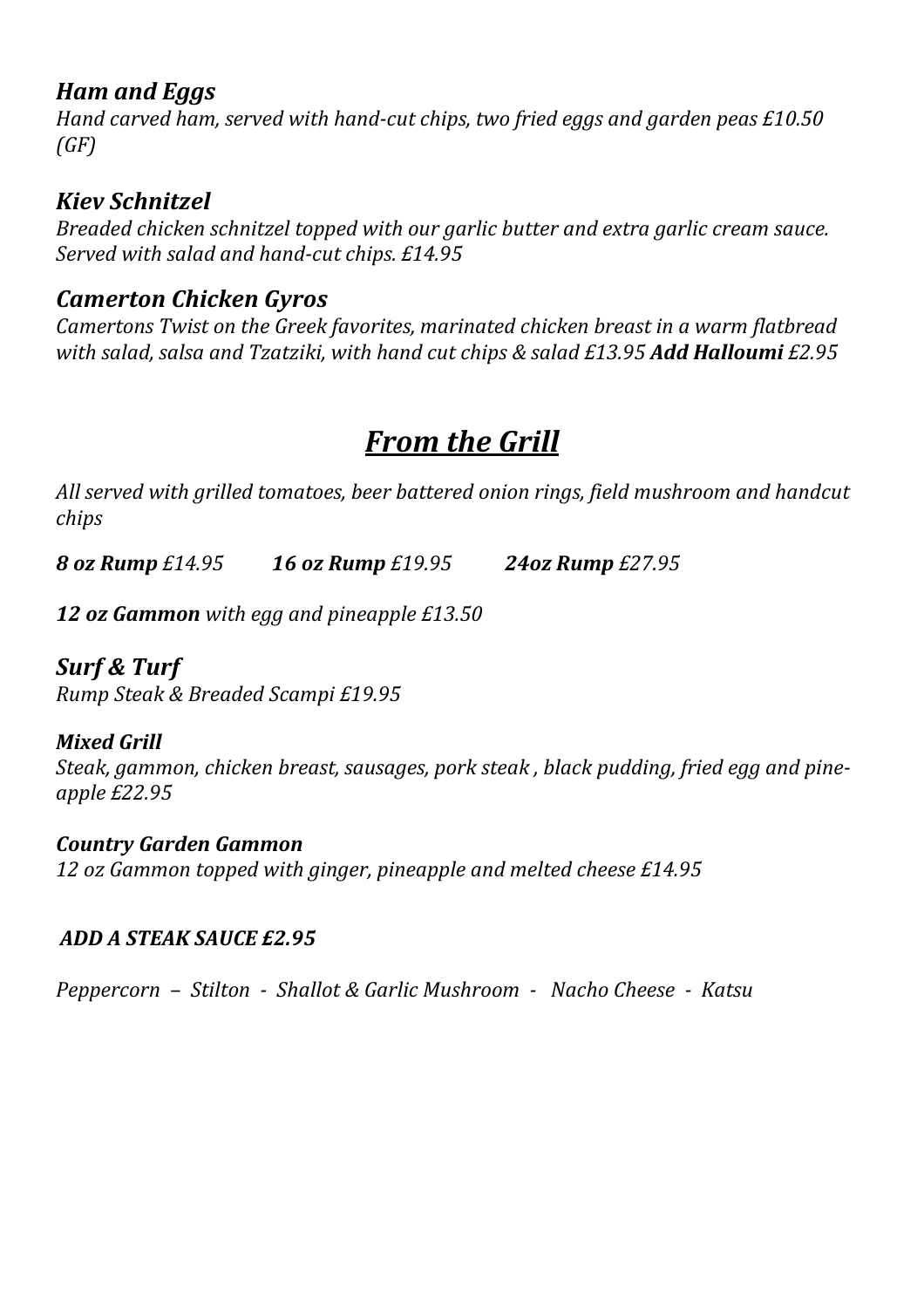### *Ham and Eggs*

*Hand carved ham, served with hand-cut chips, two fried eggs and garden peas £10.50 (GF)*

### *Kiev Schnitzel*

*Breaded chicken schnitzel topped with our garlic butter and extra garlic cream sauce. Served with salad and hand-cut chips. £14.95*

### *Camerton Chicken Gyros*

*Camertons Twist on the Greek favorites, marinated chicken breast in a warm flatbread with salad, salsa and Tzatziki, with hand cut chips & salad £13.95* ***Add Halloumi*** *£2.95*

## ***From the Grill***

*All served with grilled tomatoes, beer battered onion rings, field mushroom and handcut chips*

***8 oz Rump*** *£14.95*    ***16 oz Rump*** *£19.95*    ***24oz Rump*** *£27.95*

***12 oz Gammon*** *with egg and pineapple £13.50*

### *Surf & Turf*

*Rump Steak & Breaded Scampi £19.95*

***Mixed Grill***

*Steak, gammon, chicken breast, sausages, pork steak , black pudding, fried egg and pineapple £22.95*

***Country Garden Gammon***

*12 oz Gammon topped with ginger, pineapple and melted cheese £14.95*

***ADD A STEAK SAUCE £2.95***

*Peppercorn – Stilton - Shallot & Garlic Mushroom - Nacho Cheese - Katsu*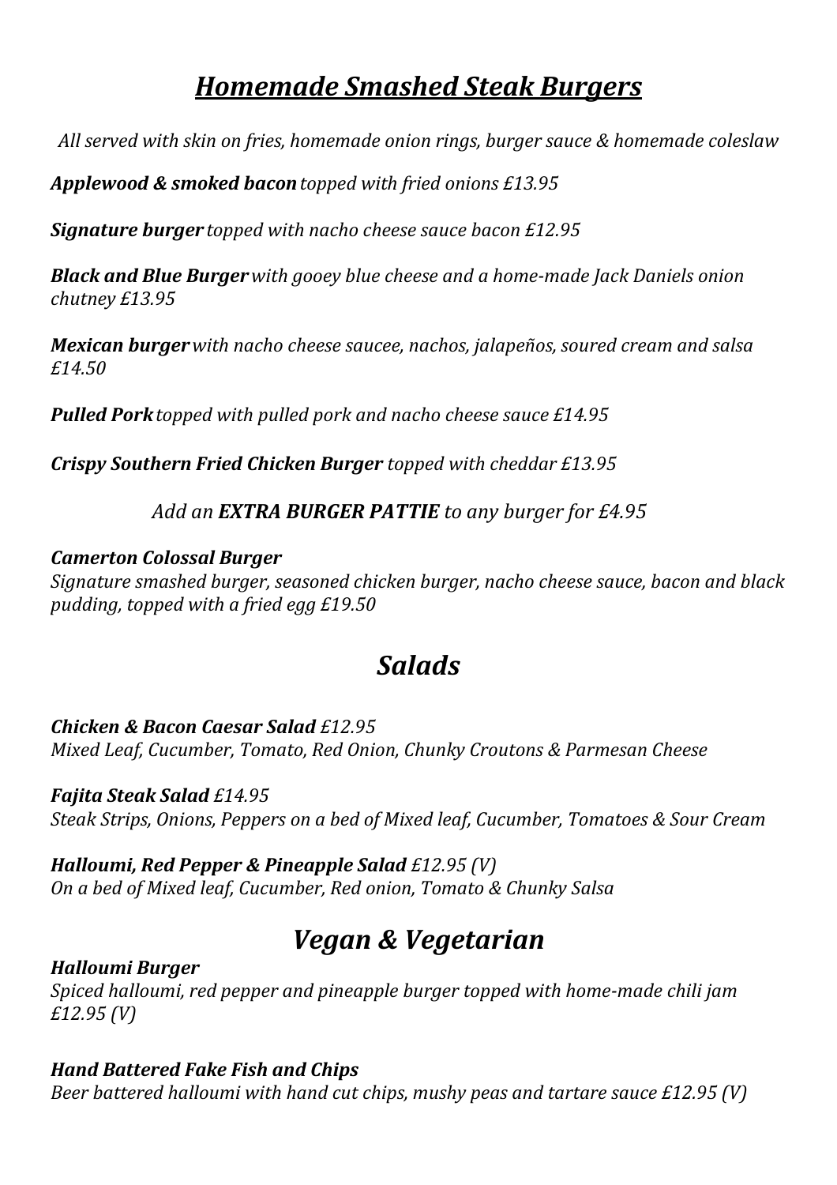# ***Homemade Smashed Steak Burgers***

*All served with skin on fries, homemade onion rings, burger sauce & homemade coleslaw*

***Applewood & smoked bacon*** *topped with fried onions £13.95*

***Signature burger*** *topped with nacho cheese sauce bacon £12.95*

***Black and Blue Burger*** *with gooey blue cheese and a home-made Jack Daniels onion chutney £13.95*

***Mexican burger*** *with nacho cheese saucee, nachos, jalapeños, soured cream and salsa £14.50*

***Pulled Pork*** *topped with pulled pork and nacho cheese sauce £14.95*

***Crispy Southern Fried Chicken Burger*** *topped with cheddar £13.95*

*Add an **EXTRA BURGER PATTIE** to any burger for £4.95*

***Camerton Colossal Burger***
*Signature smashed burger, seasoned chicken burger, nacho cheese sauce, bacon and black pudding, topped with a fried egg £19.50*

# *Salads*

***Chicken & Bacon Caesar Salad*** *£12.95*
*Mixed Leaf, Cucumber, Tomato, Red Onion, Chunky Croutons & Parmesan Cheese*

***Fajita Steak Salad*** *£14.95*
*Steak Strips, Onions, Peppers on a bed of Mixed leaf, Cucumber, Tomatoes & Sour Cream*

***Halloumi, Red Pepper & Pineapple Salad*** *£12.95 (V)*
*On a bed of Mixed leaf, Cucumber, Red onion, Tomato & Chunky Salsa*

# *Vegan & Vegetarian*

***Halloumi Burger***
*Spiced halloumi, red pepper and pineapple burger topped with home-made chili jam £12.95 (V)*

***Hand Battered Fake Fish and Chips***
*Beer battered halloumi with hand cut chips, mushy peas and tartare sauce £12.95 (V)*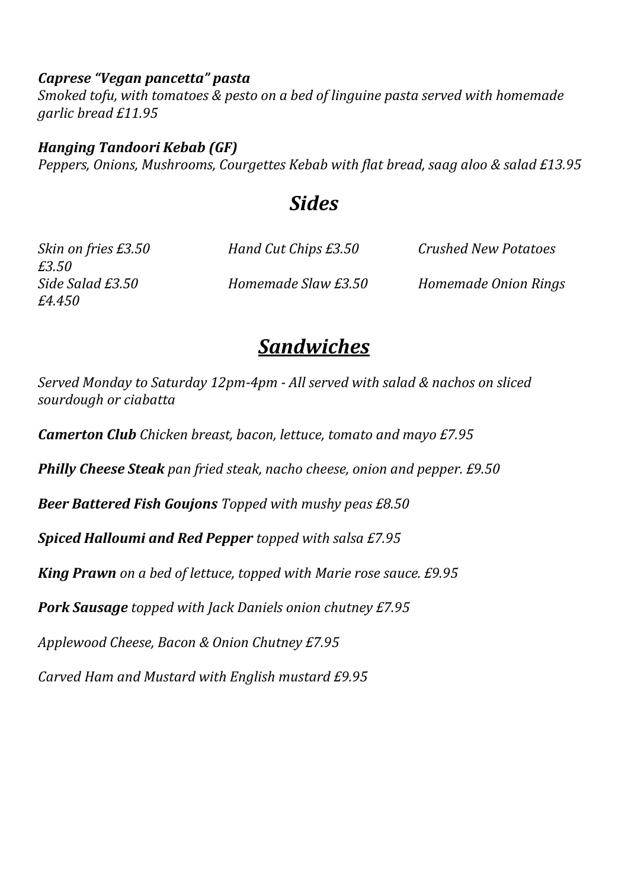***Caprese "Vegan pancetta" pasta***
*Smoked tofu, with tomatoes & pesto on a bed of linguine pasta served with homemade garlic bread £11.95*

***Hanging Tandoori Kebab (GF)***
*Peppers, Onions, Mushrooms, Courgettes Kebab with flat bread, saag aloo & salad £13.95*

# *Sides*

| | | |
|---|---|---|
| *Skin on fries £3.50* | *Hand Cut Chips £3.50* | *Crushed New Potatoes £3.50* |
| *Side Salad £3.50* | *Homemade Slaw £3.50* | *Homemade Onion Rings £4.450* |

# ***Sandwiches***

*Served Monday to Saturday 12pm-4pm - All served with salad & nachos on sliced sourdough or ciabatta*

***Camerton Club*** *Chicken breast, bacon, lettuce, tomato and mayo £7.95*

***Philly Cheese Steak*** *pan fried steak, nacho cheese, onion and pepper. £9.50*

***Beer Battered Fish Goujons*** *Topped with mushy peas £8.50*

***Spiced Halloumi and Red Pepper*** *topped with salsa £7.95*

***King Prawn*** *on a bed of lettuce, topped with Marie rose sauce. £9.95*

***Pork Sausage*** *topped with Jack Daniels onion chutney £7.95*

*Applewood Cheese, Bacon & Onion Chutney £7.95*

*Carved Ham and Mustard with English mustard £9.95*